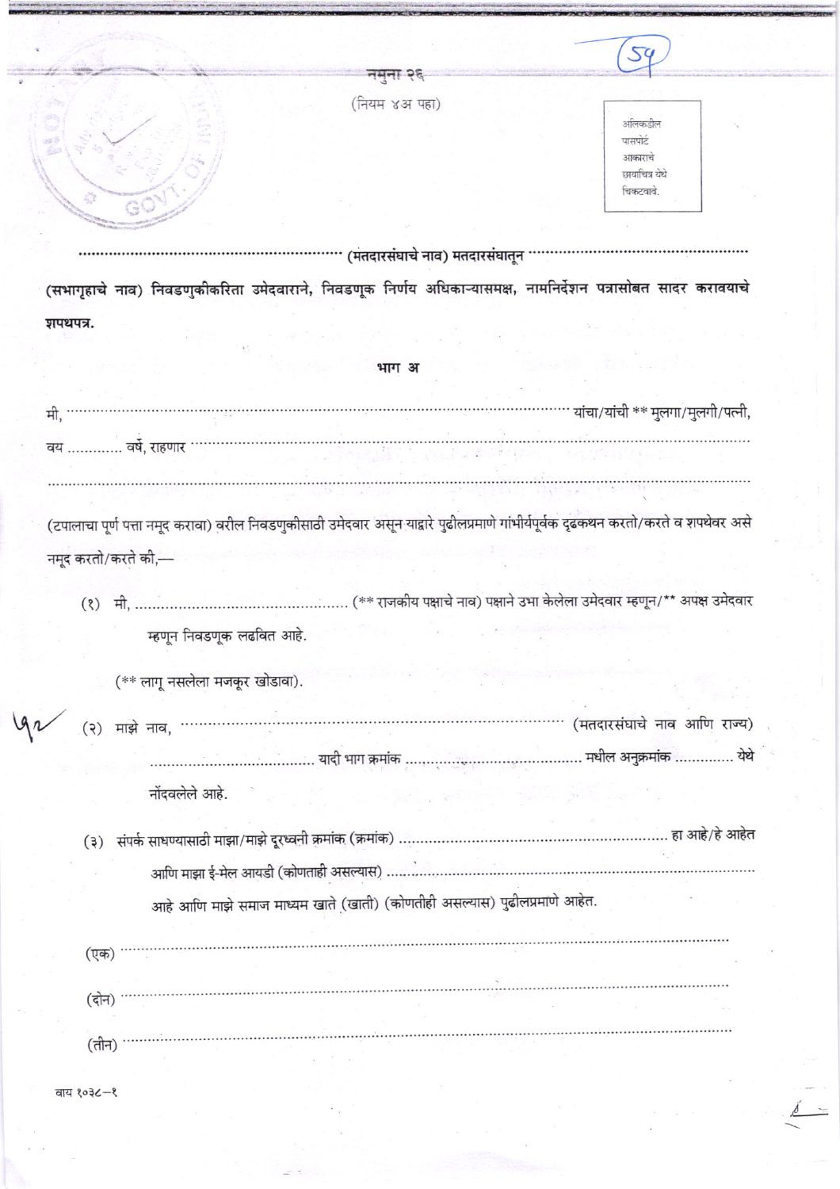नमुना २६

(नियम ४अ पहा)

अलिकडील पासपोर्ट आकाराचे छायाचित्र येथे चिकटवावे.

............................................................ (मतदारसंघाचे नाव) मतदारसंघातून ............................................................ (सभागृहाचे नाव) निवडणुकीकरिता उमेदवाराने, निवडणूक निर्णय अधिकाऱ्यासमक्ष, नामनिर्देशन पत्रासोबत सादर करावयाचे शपथपत्र.

## भाग अ

मी, ............................................................ यांचा/यांची ** मुलगा/मुलगी/पत्नी, वय ............ वर्षे, राहणार ............................................................ ............................................................ (टपालाचा पूर्ण पत्ता नमूद करावा) वरील निवडणुकीसाठी उमेदवार असून याद्वारे पुढीलप्रमाणे गांभीर्यपूर्वक दृढकथन करतो/करते व शपथेवर असे नमूद करतो/करते की,—

(१) मी, ............................................ (** राजकीय पक्षाचे नाव) पक्षाने उभा केलेला उमेदवार म्हणून/** अपक्ष उमेदवार म्हणून निवडणूक लढवित आहे.

(** लागू नसलेला मजकूर खोडावा).

(२) माझे नाव, ............................................................ (मतदारसंघाचे नाव आणि राज्य) ................................... यादी भाग क्रमांक ................................... मधील अनुक्रमांक ............ येथे नोंदवलेले आहे.

(३) संपर्क साधण्यासाठी माझा/माझे दूरध्वनी क्रमांक (क्रमांक) ............................................................ हा आहे/हे आहेत आणि माझा ई-मेल आयडी (कोणताही असल्यास) ............................................................ आहे आणि माझे समाज माध्यम खाते (खाती) (कोणतीही असल्यास) पुढीलप्रमाणे आहेत.

(एक) ............................................................

(दोन) ............................................................

(तीन) ............................................................

वाय १०३८—१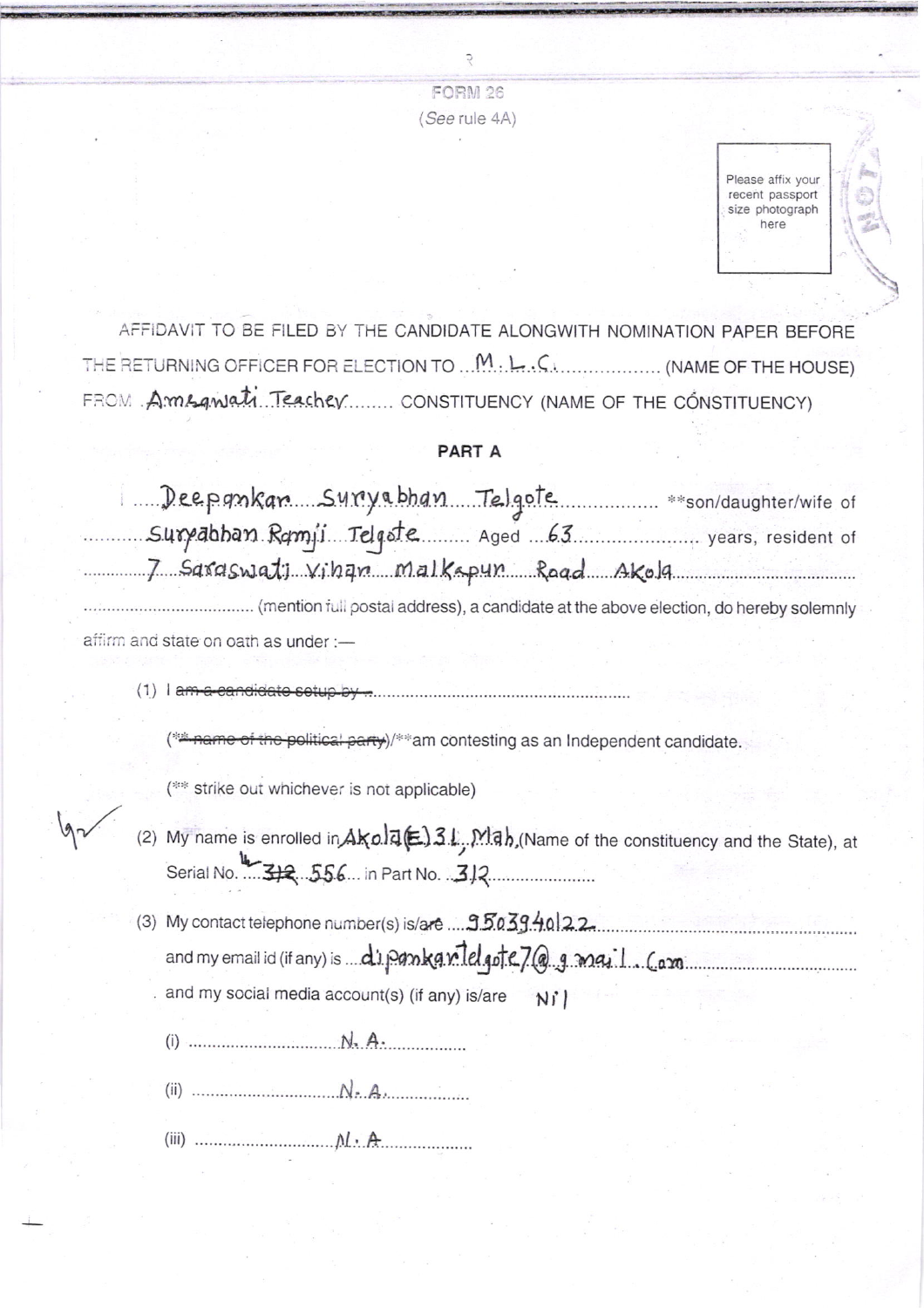# FORM 26

(*See* rule 4A)

Please affix your recent passport size photograph here

AFFIDAVIT TO BE FILED BY THE CANDIDATE ALONGWITH NOMINATION PAPER BEFORE THE RETURNING OFFICER FOR ELECTION TO ...M.L.C.................. (NAME OF THE HOUSE) FROM .Amravati Teacher........ CONSTITUENCY (NAME OF THE CONSTITUENCY)

## PART A

I .....Deepankar Suryabhan Telgote.................. **son/daughter/wife of ..........Suryabhan Ramji Telgote........ Aged ...63...................... years, resident of ..............7 Saraswati Vihar Malkapur Road Akola........................................ ................................... (mention full postal address), a candidate at the above election, do hereby solemnly affirm and state on oath as under :—

(1) I ~~am a candidate setup by~~ .......................................................

(~~** name of the political party~~)/**am contesting as an Independent candidate.

(** strike out whichever is not applicable)

(2) My name is enrolled in Akola(E) 31, Mah.(Name of the constituency and the State), at Serial No. ~~312~~ 556... in Part No. ..312......................

(3) My contact telephone number(s) is/are ....9503940122......................................... and my email id (if any) is ...dipankartelgote7@gmail.Com.................................... and my social media account(s) (if any) is/are Nil

(i) ................................N. A.................

(ii) ...............................N. A..................

(iii) .............................N. A....................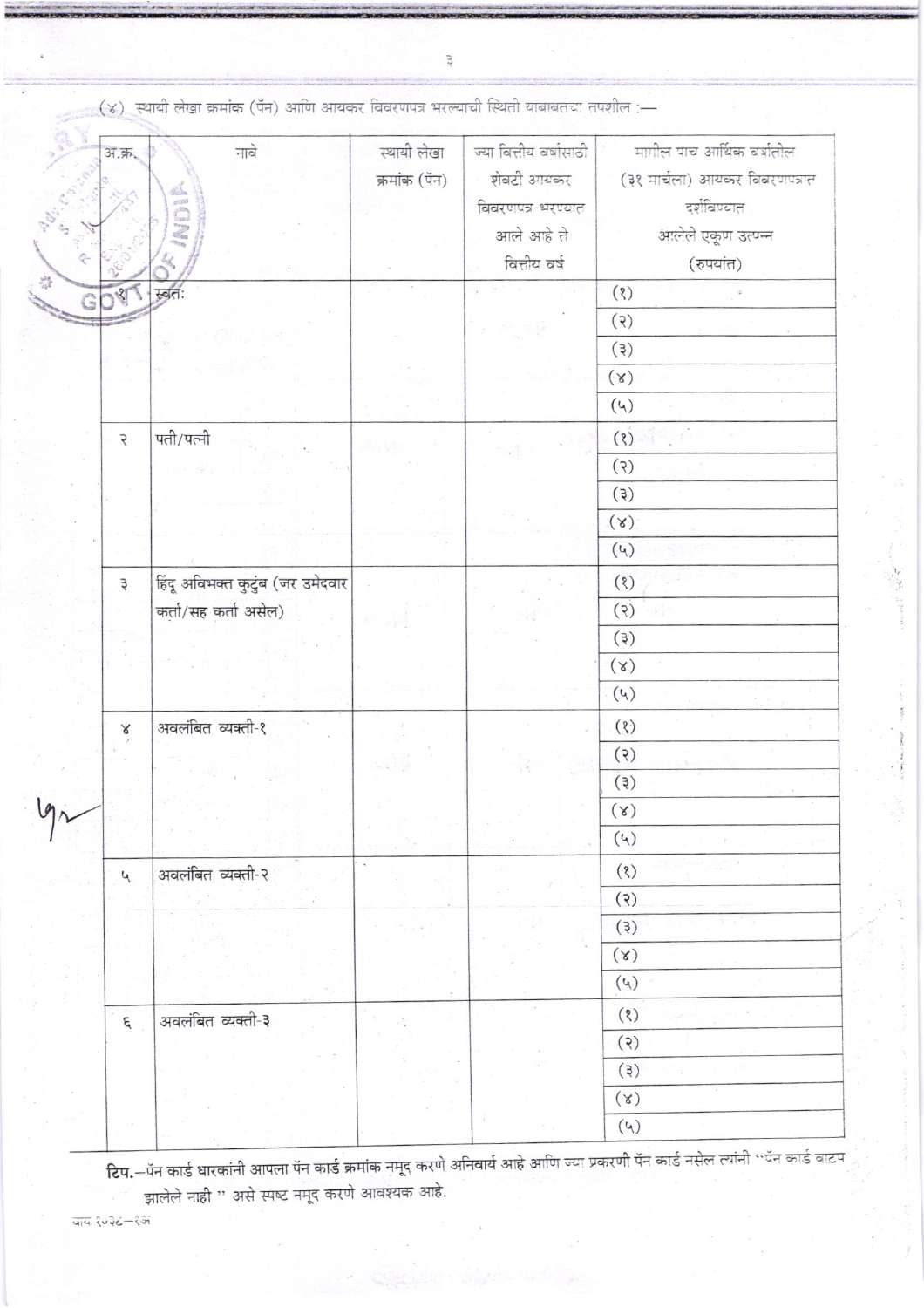(४) स्थायी लेखा क्रमांक (पॅन) आणि आयकर विवरणपत्र भरल्याची स्थिती याबाबतचा तपशील :—

| अ.क्र. | नावे | स्थायी लेखा क्रमांक (पॅन) | ज्या वित्तीय वर्षासाठी शेवटी आयकर विवरणपत्र भरण्यात आले आहे ते वित्तीय वर्ष | मागील पाच आर्थिक वर्षांतील (३१ मार्चला) आयकर विवरणपत्रात दर्शविण्यात आलेले एकूण उत्पन्न (रुपयांत) |
|---|---|---|---|---|
| १ | स्वतः | | | (१) |
| | | | | (२) |
| | | | | (३) |
| | | | | (४) |
| | | | | (५) |
| २ | पती/पत्नी | | | (१) |
| | | | | (२) |
| | | | | (३) |
| | | | | (४) |
| | | | | (५) |
| ३ | हिंदू अविभक्त कुटुंब (जर उमेदवार कर्ता/सह कर्ता असेल) | | | (१) |
| | | | | (२) |
| | | | | (३) |
| | | | | (४) |
| | | | | (५) |
| ४ | अवलंबित व्यक्ती-१ | | | (१) |
| | | | | (२) |
| | | | | (३) |
| | | | | (४) |
| | | | | (५) |
| ५ | अवलंबित व्यक्ती-२ | | | (१) |
| | | | | (२) |
| | | | | (३) |
| | | | | (४) |
| | | | | (५) |
| ६ | अवलंबित व्यक्ती-३ | | | (१) |
| | | | | (२) |
| | | | | (३) |
| | | | | (४) |
| | | | | (५) |

**टिप.**—पॅन कार्ड धारकांनी आपला पॅन कार्ड क्रमांक नमूद करणे अनिवार्य आहे आणि ज्या प्रकरणी पॅन कार्ड नसेल त्यांनी "पॅन कार्ड वाटप झालेले नाही" असे स्पष्ट नमूद करणे आवश्यक आहे.

वाप १०२८—१अ